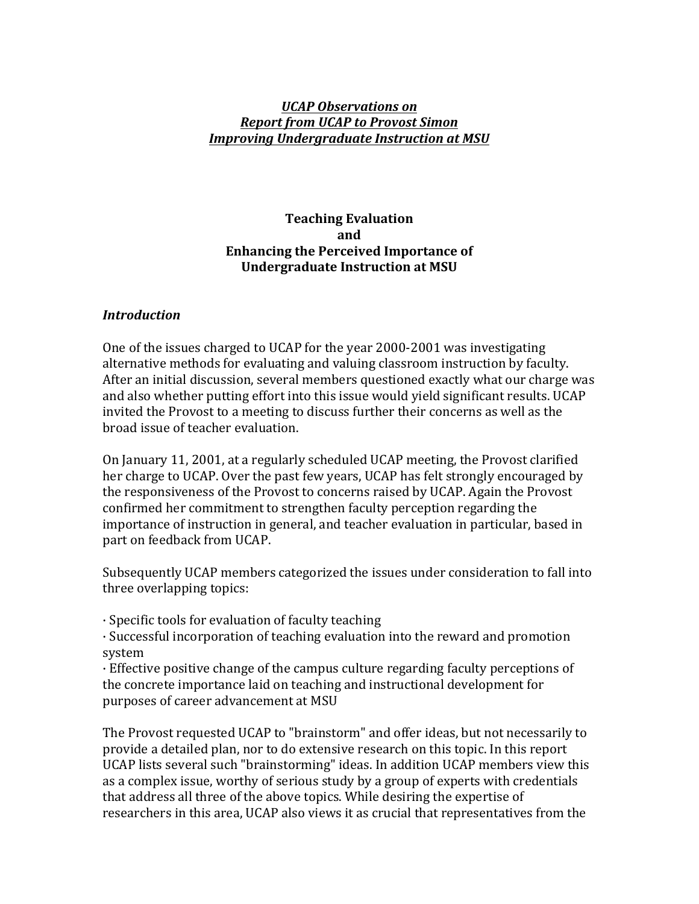***UCAP Observations on***
***Report from UCAP to Provost Simon***
***Improving Undergraduate Instruction at MSU***

# Teaching Evaluation and Enhancing the Perceived Importance of Undergraduate Instruction at MSU

### *Introduction*

One of the issues charged to UCAP for the year 2000-2001 was investigating alternative methods for evaluating and valuing classroom instruction by faculty. After an initial discussion, several members questioned exactly what our charge was and also whether putting effort into this issue would yield significant results. UCAP invited the Provost to a meeting to discuss further their concerns as well as the broad issue of teacher evaluation.

On January 11, 2001, at a regularly scheduled UCAP meeting, the Provost clarified her charge to UCAP. Over the past few years, UCAP has felt strongly encouraged by the responsiveness of the Provost to concerns raised by UCAP. Again the Provost confirmed her commitment to strengthen faculty perception regarding the importance of instruction in general, and teacher evaluation in particular, based in part on feedback from UCAP.

Subsequently UCAP members categorized the issues under consideration to fall into three overlapping topics:

- Specific tools for evaluation of faculty teaching
- Successful incorporation of teaching evaluation into the reward and promotion system
- Effective positive change of the campus culture regarding faculty perceptions of the concrete importance laid on teaching and instructional development for purposes of career advancement at MSU

The Provost requested UCAP to "brainstorm" and offer ideas, but not necessarily to provide a detailed plan, nor to do extensive research on this topic. In this report UCAP lists several such "brainstorming" ideas. In addition UCAP members view this as a complex issue, worthy of serious study by a group of experts with credentials that address all three of the above topics. While desiring the expertise of researchers in this area, UCAP also views it as crucial that representatives from the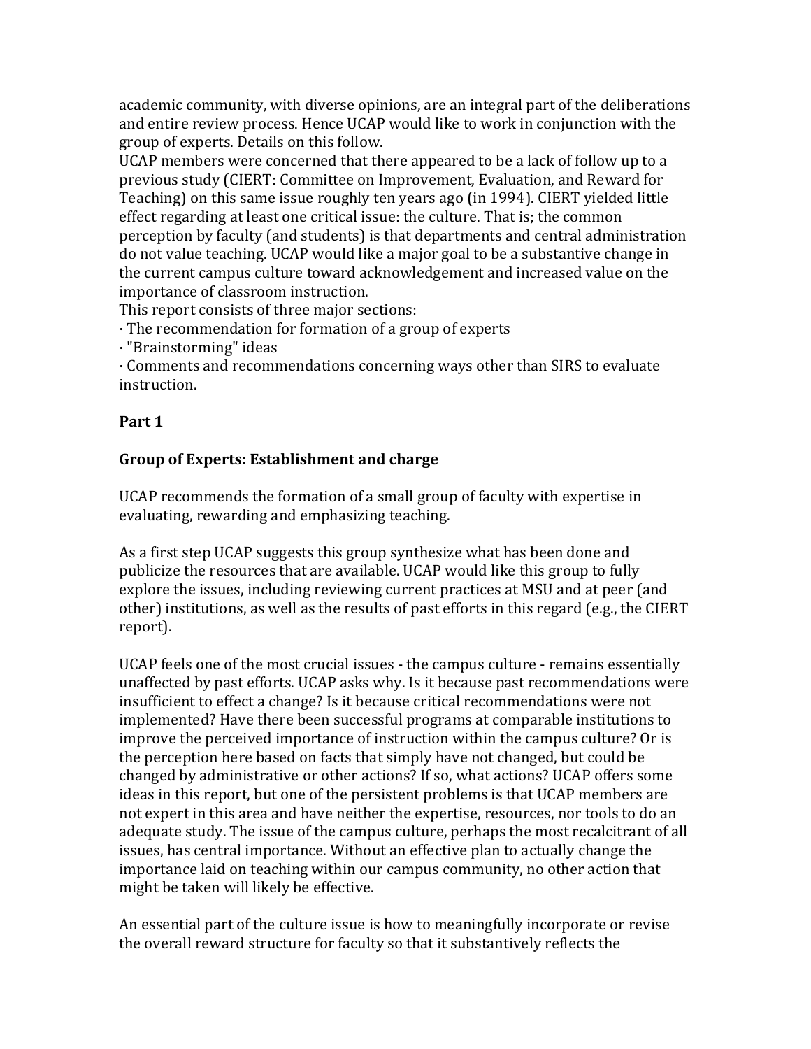academic community, with diverse opinions, are an integral part of the deliberations and entire review process. Hence UCAP would like to work in conjunction with the group of experts. Details on this follow.

UCAP members were concerned that there appeared to be a lack of follow up to a previous study (CIERT: Committee on Improvement, Evaluation, and Reward for Teaching) on this same issue roughly ten years ago (in 1994). CIERT yielded little effect regarding at least one critical issue: the culture. That is; the common perception by faculty (and students) is that departments and central administration do not value teaching. UCAP would like a major goal to be a substantive change in the current campus culture toward acknowledgement and increased value on the importance of classroom instruction.

This report consists of three major sections:

- The recommendation for formation of a group of experts
- "Brainstorming" ideas
- Comments and recommendations concerning ways other than SIRS to evaluate instruction.

**Part 1**

**Group of Experts: Establishment and charge**

UCAP recommends the formation of a small group of faculty with expertise in evaluating, rewarding and emphasizing teaching.

As a first step UCAP suggests this group synthesize what has been done and publicize the resources that are available. UCAP would like this group to fully explore the issues, including reviewing current practices at MSU and at peer (and other) institutions, as well as the results of past efforts in this regard (e.g., the CIERT report).

UCAP feels one of the most crucial issues - the campus culture - remains essentially unaffected by past efforts. UCAP asks why. Is it because past recommendations were insufficient to effect a change? Is it because critical recommendations were not implemented? Have there been successful programs at comparable institutions to improve the perceived importance of instruction within the campus culture? Or is the perception here based on facts that simply have not changed, but could be changed by administrative or other actions? If so, what actions? UCAP offers some ideas in this report, but one of the persistent problems is that UCAP members are not expert in this area and have neither the expertise, resources, nor tools to do an adequate study. The issue of the campus culture, perhaps the most recalcitrant of all issues, has central importance. Without an effective plan to actually change the importance laid on teaching within our campus community, no other action that might be taken will likely be effective.

An essential part of the culture issue is how to meaningfully incorporate or revise the overall reward structure for faculty so that it substantively reflects the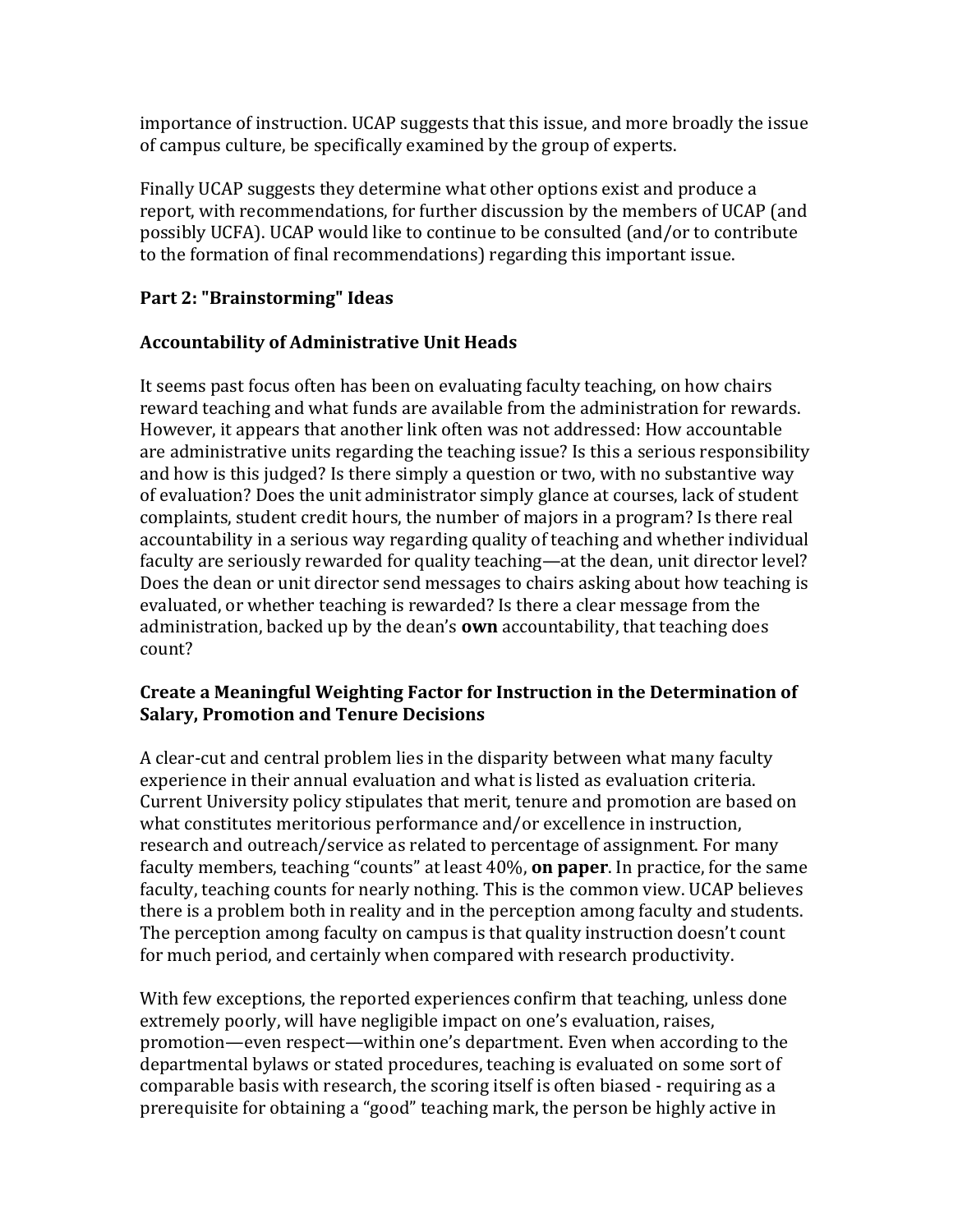importance of instruction. UCAP suggests that this issue, and more broadly the issue of campus culture, be specifically examined by the group of experts.

Finally UCAP suggests they determine what other options exist and produce a report, with recommendations, for further discussion by the members of UCAP (and possibly UCFA). UCAP would like to continue to be consulted (and/or to contribute to the formation of final recommendations) regarding this important issue.

## Part 2: "Brainstorming" Ideas

### Accountability of Administrative Unit Heads

It seems past focus often has been on evaluating faculty teaching, on how chairs reward teaching and what funds are available from the administration for rewards. However, it appears that another link often was not addressed: How accountable are administrative units regarding the teaching issue? Is this a serious responsibility and how is this judged? Is there simply a question or two, with no substantive way of evaluation? Does the unit administrator simply glance at courses, lack of student complaints, student credit hours, the number of majors in a program? Is there real accountability in a serious way regarding quality of teaching and whether individual faculty are seriously rewarded for quality teaching—at the dean, unit director level? Does the dean or unit director send messages to chairs asking about how teaching is evaluated, or whether teaching is rewarded? Is there a clear message from the administration, backed up by the dean's **own** accountability, that teaching does count?

### Create a Meaningful Weighting Factor for Instruction in the Determination of Salary, Promotion and Tenure Decisions

A clear-cut and central problem lies in the disparity between what many faculty experience in their annual evaluation and what is listed as evaluation criteria. Current University policy stipulates that merit, tenure and promotion are based on what constitutes meritorious performance and/or excellence in instruction, research and outreach/service as related to percentage of assignment. For many faculty members, teaching "counts" at least 40%, **on paper**. In practice, for the same faculty, teaching counts for nearly nothing. This is the common view. UCAP believes there is a problem both in reality and in the perception among faculty and students. The perception among faculty on campus is that quality instruction doesn't count for much period, and certainly when compared with research productivity.

With few exceptions, the reported experiences confirm that teaching, unless done extremely poorly, will have negligible impact on one's evaluation, raises, promotion—even respect—within one's department. Even when according to the departmental bylaws or stated procedures, teaching is evaluated on some sort of comparable basis with research, the scoring itself is often biased - requiring as a prerequisite for obtaining a "good" teaching mark, the person be highly active in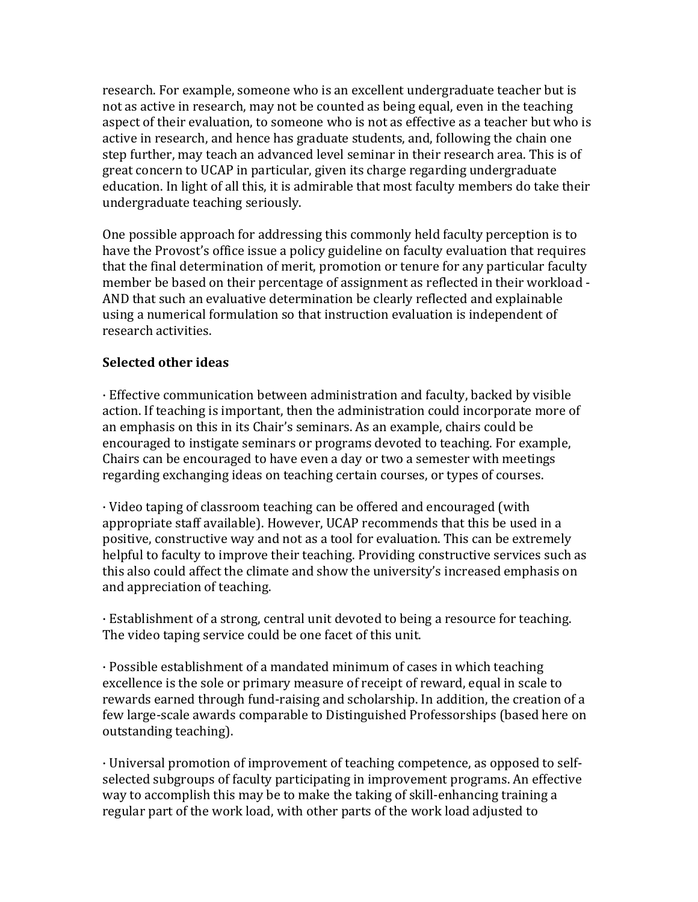research. For example, someone who is an excellent undergraduate teacher but is not as active in research, may not be counted as being equal, even in the teaching aspect of their evaluation, to someone who is not as effective as a teacher but who is active in research, and hence has graduate students, and, following the chain one step further, may teach an advanced level seminar in their research area. This is of great concern to UCAP in particular, given its charge regarding undergraduate education. In light of all this, it is admirable that most faculty members do take their undergraduate teaching seriously.

One possible approach for addressing this commonly held faculty perception is to have the Provost's office issue a policy guideline on faculty evaluation that requires that the final determination of merit, promotion or tenure for any particular faculty member be based on their percentage of assignment as reflected in their workload - AND that such an evaluative determination be clearly reflected and explainable using a numerical formulation so that instruction evaluation is independent of research activities.

**Selected other ideas**

· Effective communication between administration and faculty, backed by visible action. If teaching is important, then the administration could incorporate more of an emphasis on this in its Chair's seminars. As an example, chairs could be encouraged to instigate seminars or programs devoted to teaching. For example, Chairs can be encouraged to have even a day or two a semester with meetings regarding exchanging ideas on teaching certain courses, or types of courses.

· Video taping of classroom teaching can be offered and encouraged (with appropriate staff available). However, UCAP recommends that this be used in a positive, constructive way and not as a tool for evaluation. This can be extremely helpful to faculty to improve their teaching. Providing constructive services such as this also could affect the climate and show the university's increased emphasis on and appreciation of teaching.

· Establishment of a strong, central unit devoted to being a resource for teaching. The video taping service could be one facet of this unit.

· Possible establishment of a mandated minimum of cases in which teaching excellence is the sole or primary measure of receipt of reward, equal in scale to rewards earned through fund-raising and scholarship. In addition, the creation of a few large-scale awards comparable to Distinguished Professorships (based here on outstanding teaching).

· Universal promotion of improvement of teaching competence, as opposed to self-selected subgroups of faculty participating in improvement programs. An effective way to accomplish this may be to make the taking of skill-enhancing training a regular part of the work load, with other parts of the work load adjusted to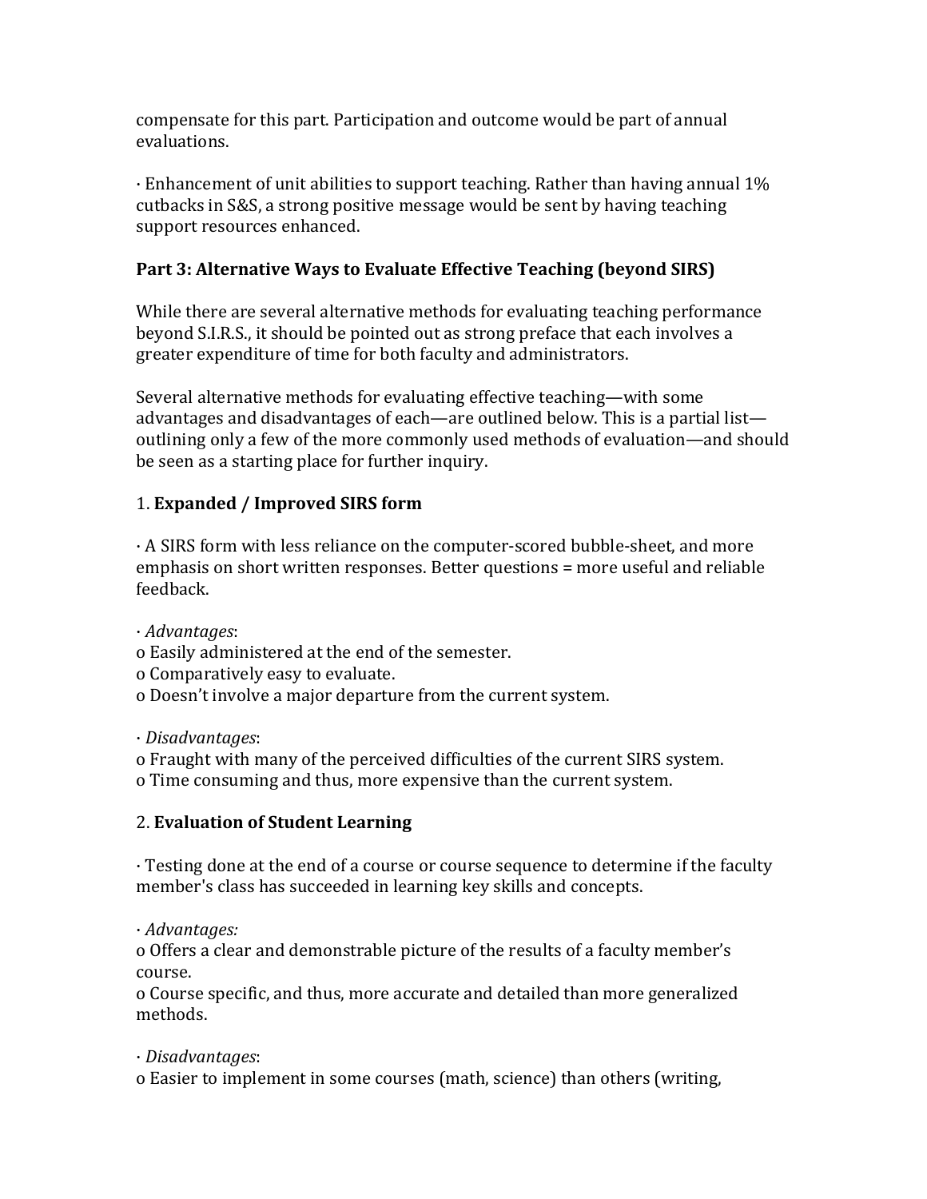compensate for this part. Participation and outcome would be part of annual evaluations.

· Enhancement of unit abilities to support teaching. Rather than having annual 1% cutbacks in S&S, a strong positive message would be sent by having teaching support resources enhanced.

### Part 3: Alternative Ways to Evaluate Effective Teaching (beyond SIRS)

While there are several alternative methods for evaluating teaching performance beyond S.I.R.S., it should be pointed out as strong preface that each involves a greater expenditure of time for both faculty and administrators.

Several alternative methods for evaluating effective teaching—with some advantages and disadvantages of each—are outlined below. This is a partial list—outlining only a few of the more commonly used methods of evaluation—and should be seen as a starting place for further inquiry.

1. **Expanded / Improved SIRS form**

· A SIRS form with less reliance on the computer-scored bubble-sheet, and more emphasis on short written responses. Better questions = more useful and reliable feedback.

· *Advantages*:
o Easily administered at the end of the semester.
o Comparatively easy to evaluate.
o Doesn't involve a major departure from the current system.

· *Disadvantages*:
o Fraught with many of the perceived difficulties of the current SIRS system.
o Time consuming and thus, more expensive than the current system.

2. **Evaluation of Student Learning**

· Testing done at the end of a course or course sequence to determine if the faculty member's class has succeeded in learning key skills and concepts.

· *Advantages:*
o Offers a clear and demonstrable picture of the results of a faculty member's course.
o Course specific, and thus, more accurate and detailed than more generalized methods.

· *Disadvantages*:
o Easier to implement in some courses (math, science) than others (writing,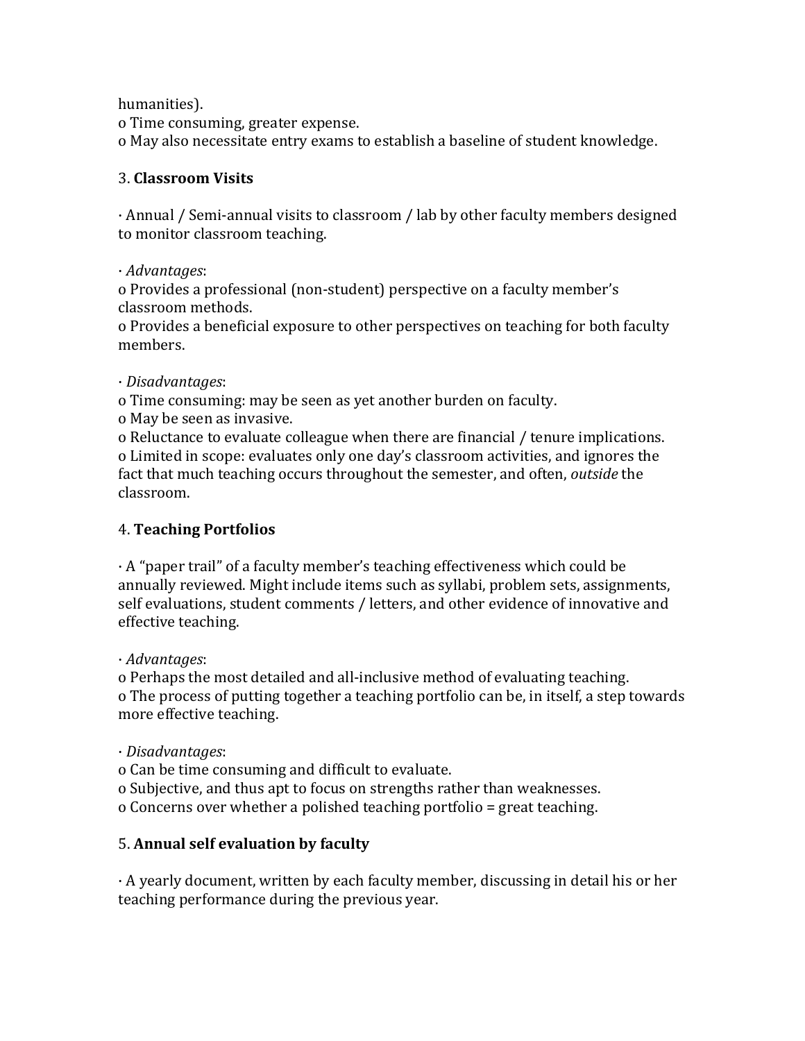humanities).
o Time consuming, greater expense.
o May also necessitate entry exams to establish a baseline of student knowledge.

3. **Classroom Visits**

· Annual / Semi-annual visits to classroom / lab by other faculty members designed to monitor classroom teaching.

· *Advantages*:
o Provides a professional (non-student) perspective on a faculty member's classroom methods.
o Provides a beneficial exposure to other perspectives on teaching for both faculty members.

· *Disadvantages*:
o Time consuming: may be seen as yet another burden on faculty.
o May be seen as invasive.
o Reluctance to evaluate colleague when there are financial / tenure implications.
o Limited in scope: evaluates only one day's classroom activities, and ignores the fact that much teaching occurs throughout the semester, and often, *outside* the classroom.

4. **Teaching Portfolios**

· A "paper trail" of a faculty member's teaching effectiveness which could be annually reviewed. Might include items such as syllabi, problem sets, assignments, self evaluations, student comments / letters, and other evidence of innovative and effective teaching.

· *Advantages*:
o Perhaps the most detailed and all-inclusive method of evaluating teaching.
o The process of putting together a teaching portfolio can be, in itself, a step towards more effective teaching.

· *Disadvantages*:
o Can be time consuming and difficult to evaluate.
o Subjective, and thus apt to focus on strengths rather than weaknesses.
o Concerns over whether a polished teaching portfolio = great teaching.

5. **Annual self evaluation by faculty**

· A yearly document, written by each faculty member, discussing in detail his or her teaching performance during the previous year.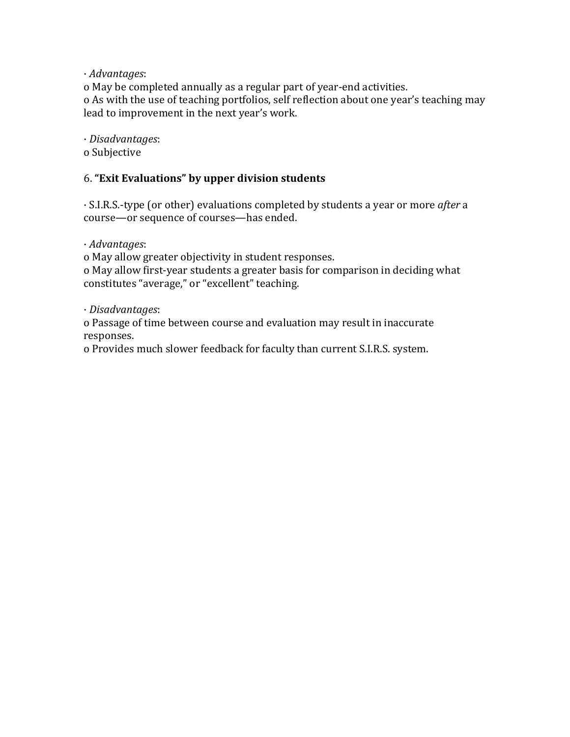· *Advantages*:
o May be completed annually as a regular part of year-end activities.
o As with the use of teaching portfolios, self reflection about one year's teaching may lead to improvement in the next year's work.

· *Disadvantages*:
o Subjective

6. **"Exit Evaluations" by upper division students**

· S.I.R.S.-type (or other) evaluations completed by students a year or more *after* a course—or sequence of courses—has ended.

· *Advantages*:
o May allow greater objectivity in student responses.
o May allow first-year students a greater basis for comparison in deciding what constitutes "average," or "excellent" teaching.

· *Disadvantages*:
o Passage of time between course and evaluation may result in inaccurate responses.
o Provides much slower feedback for faculty than current S.I.R.S. system.